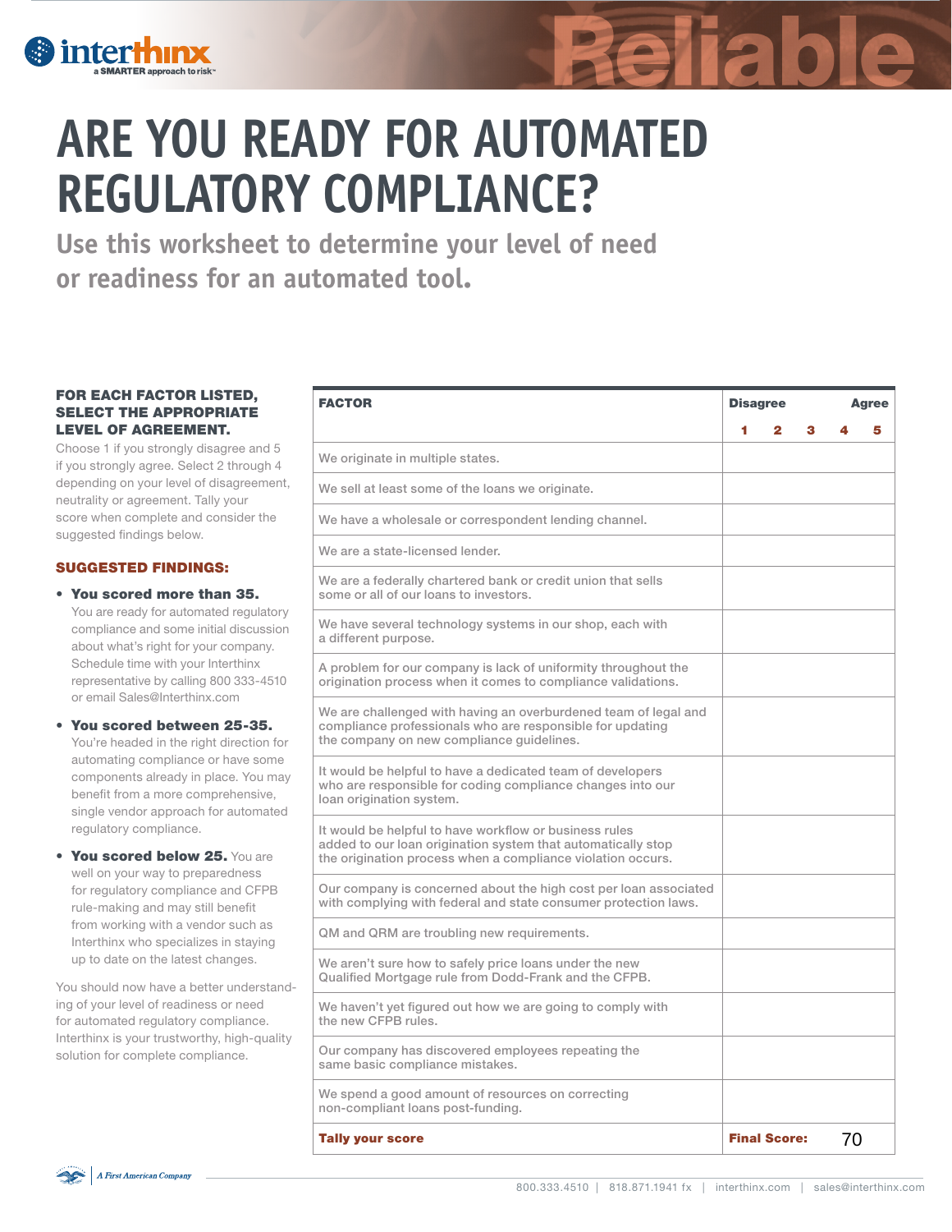interthinx
a SMARTER approach to risk™

Reliable

# ARE YOU READY FOR AUTOMATED REGULATORY COMPLIANCE?

## Use this worksheet to determine your level of need or readiness for an automated tool.

**FOR EACH FACTOR LISTED, SELECT THE APPROPRIATE LEVEL OF AGREEMENT.**

Choose 1 if you strongly disagree and 5 if you strongly agree. Select 2 through 4 depending on your level of disagreement, neutrality or agreement. Tally your score when complete and consider the suggested findings below.

**SUGGESTED FINDINGS:**

- **You scored more than 35.** You are ready for automated regulatory compliance and some initial discussion about what's right for your company. Schedule time with your Interthinx representative by calling 800 333-4510 or email Sales@Interthinx.com
- **You scored between 25-35.** You're headed in the right direction for automating compliance or have some components already in place. You may benefit from a more comprehensive, single vendor approach for automated regulatory compliance.
- **You scored below 25.** You are well on your way to preparedness for regulatory compliance and CFPB rule-making and may still benefit from working with a vendor such as Interthinx who specializes in staying up to date on the latest changes.

You should now have a better understanding of your level of readiness or need for automated regulatory compliance. Interthinx is your trustworthy, high-quality solution for complete compliance.

| FACTOR | Disagree 1 | 2 | 3 | 4 | Agree 5 |
|---|---|---|---|---|---|
| We originate in multiple states. | | | | | |
| We sell at least some of the loans we originate. | | | | | |
| We have a wholesale or correspondent lending channel. | | | | | |
| We are a state-licensed lender. | | | | | |
| We are a federally chartered bank or credit union that sells some or all of our loans to investors. | | | | | |
| We have several technology systems in our shop, each with a different purpose. | | | | | |
| A problem for our company is lack of uniformity throughout the origination process when it comes to compliance validations. | | | | | |
| We are challenged with having an overburdened team of legal and compliance professionals who are responsible for updating the company on new compliance guidelines. | | | | | |
| It would be helpful to have a dedicated team of developers who are responsible for coding compliance changes into our loan origination system. | | | | | |
| It would be helpful to have workflow or business rules added to our loan origination system that automatically stop the origination process when a compliance violation occurs. | | | | | |
| Our company is concerned about the high cost per loan associated with complying with federal and state consumer protection laws. | | | | | |
| QM and QRM are troubling new requirements. | | | | | |
| We aren't sure how to safely price loans under the new Qualified Mortgage rule from Dodd-Frank and the CFPB. | | | | | |
| We haven't yet figured out how we are going to comply with the new CFPB rules. | | | | | |
| Our company has discovered employees repeating the same basic compliance mistakes. | | | | | |
| We spend a good amount of resources on correcting non-compliant loans post-funding. | | | | | |
| **Tally your score** | **Final Score:** 70 | | | | |

A First American Company

800.333.4510 | 818.871.1941 fx | interthinx.com | sales@interthinx.com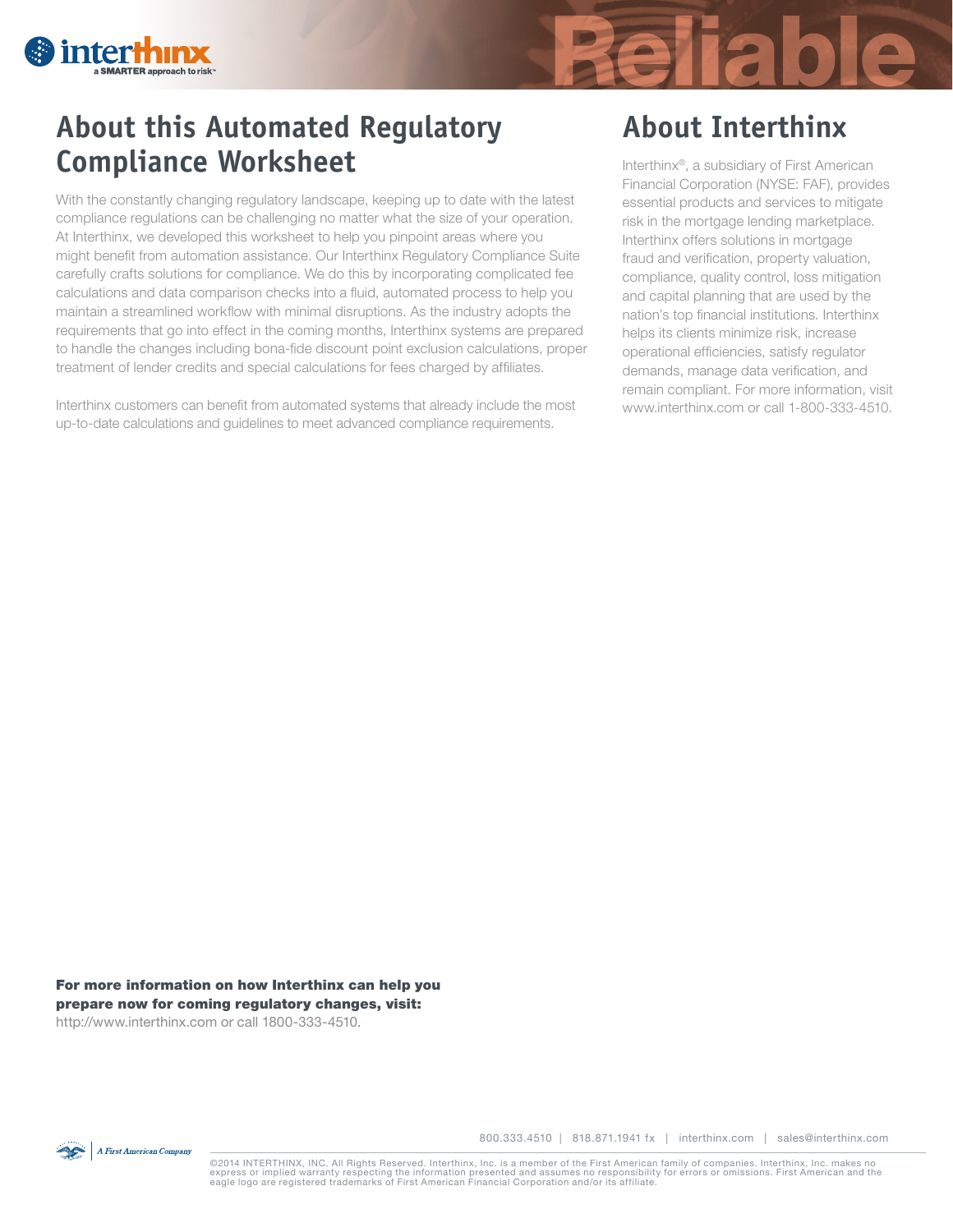## About this Automated Regulatory Compliance Worksheet

With the constantly changing regulatory landscape, keeping up to date with the latest compliance regulations can be challenging no matter what the size of your operation. At Interthinx, we developed this worksheet to help you pinpoint areas where you might benefit from automation assistance. Our Interthinx Regulatory Compliance Suite carefully crafts solutions for compliance. We do this by incorporating complicated fee calculations and data comparison checks into a fluid, automated process to help you maintain a streamlined workflow with minimal disruptions. As the industry adopts the requirements that go into effect in the coming months, Interthinx systems are prepared to handle the changes including bona-fide discount point exclusion calculations, proper treatment of lender credits and special calculations for fees charged by affiliates.

Interthinx customers can benefit from automated systems that already include the most up-to-date calculations and guidelines to meet advanced compliance requirements.

## About Interthinx

Interthinx®, a subsidiary of First American Financial Corporation (NYSE: FAF), provides essential products and services to mitigate risk in the mortgage lending marketplace. Interthinx offers solutions in mortgage fraud and verification, property valuation, compliance, quality control, loss mitigation and capital planning that are used by the nation's top financial institutions. Interthinx helps its clients minimize risk, increase operational efficiencies, satisfy regulator demands, manage data verification, and remain compliant. For more information, visit www.interthinx.com or call 1-800-333-4510.

**For more information on how Interthinx can help you prepare now for coming regulatory changes, visit:**
http://www.interthinx.com or call 1800-333-4510.

A First American Company

800.333.4510 | 818.871.1941 fx | interthinx.com | sales@interthinx.com

©2014 INTERTHINX, INC. All Rights Reserved. Interthinx, Inc. is a member of the First American family of companies. Interthinx, Inc. makes no express or implied warranty respecting the information presented and assumes no responsibility for errors or omissions. First American and the eagle logo are registered trademarks of First American Financial Corporation and/or its affiliate.